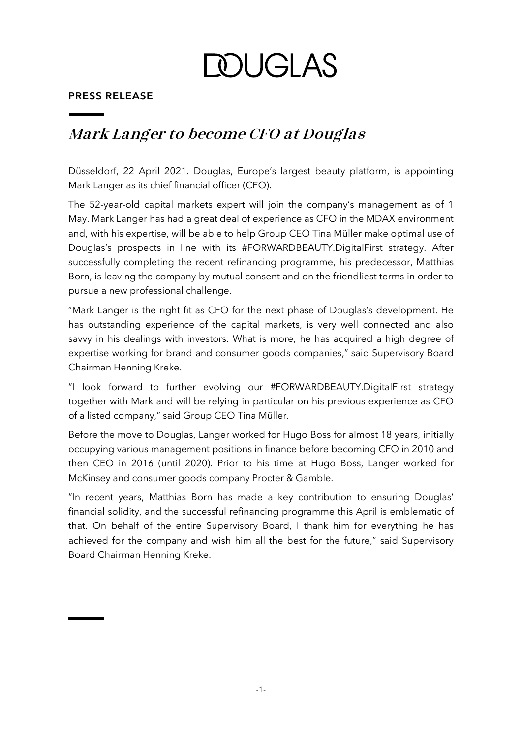# DOUGLAS

**PRESS RELEASE**

## *Mark Langer to become CFO at Douglas*

Düsseldorf, 22 April 2021. Douglas, Europe's largest beauty platform, is appointing Mark Langer as its chief financial officer (CFO).

The 52-year-old capital markets expert will join the company's management as of 1 May. Mark Langer has had a great deal of experience as CFO in the MDAX environment and, with his expertise, will be able to help Group CEO Tina Müller make optimal use of Douglas's prospects in line with its #FORWARDBEAUTY.DigitalFirst strategy. After successfully completing the recent refinancing programme, his predecessor, Matthias Born, is leaving the company by mutual consent and on the friendliest terms in order to pursue a new professional challenge.

"Mark Langer is the right fit as CFO for the next phase of Douglas's development. He has outstanding experience of the capital markets, is very well connected and also savvy in his dealings with investors. What is more, he has acquired a high degree of expertise working for brand and consumer goods companies," said Supervisory Board Chairman Henning Kreke.

"I look forward to further evolving our #FORWARDBEAUTY.DigitalFirst strategy together with Mark and will be relying in particular on his previous experience as CFO of a listed company," said Group CEO Tina Müller.

Before the move to Douglas, Langer worked for Hugo Boss for almost 18 years, initially occupying various management positions in finance before becoming CFO in 2010 and then CEO in 2016 (until 2020). Prior to his time at Hugo Boss, Langer worked for McKinsey and consumer goods company Procter & Gamble.

"In recent years, Matthias Born has made a key contribution to ensuring Douglas' financial solidity, and the successful refinancing programme this April is emblematic of that. On behalf of the entire Supervisory Board, I thank him for everything he has achieved for the company and wish him all the best for the future," said Supervisory Board Chairman Henning Kreke.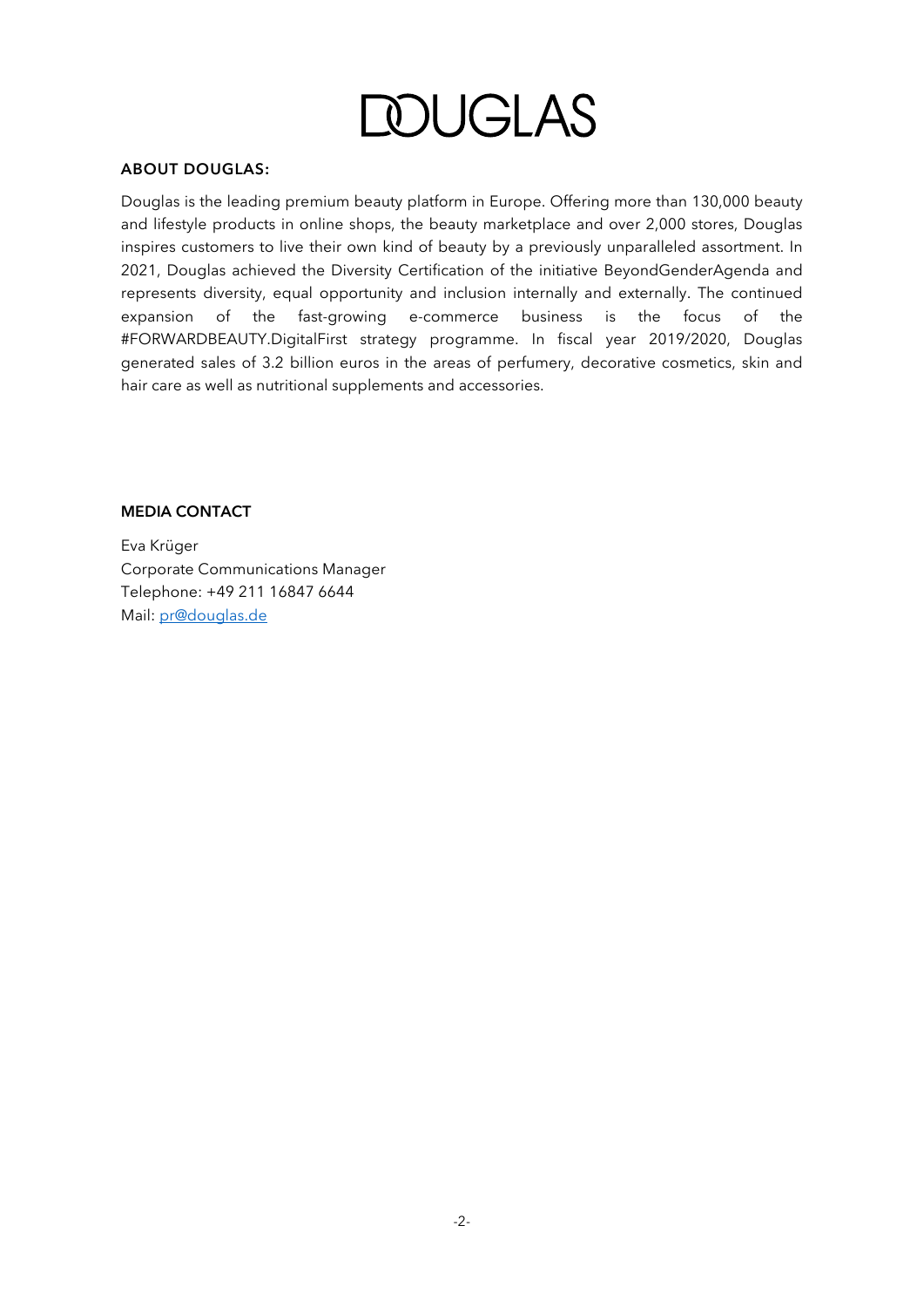# DOUGLAS

**ABOUT DOUGLAS:**

Douglas is the leading premium beauty platform in Europe. Offering more than 130,000 beauty and lifestyle products in online shops, the beauty marketplace and over 2,000 stores, Douglas inspires customers to live their own kind of beauty by a previously unparalleled assortment. In 2021, Douglas achieved the Diversity Certification of the initiative BeyondGenderAgenda and represents diversity, equal opportunity and inclusion internally and externally. The continued expansion of the fast-growing e-commerce business is the focus of the #FORWARDBEAUTY.DigitalFirst strategy programme. In fiscal year 2019/2020, Douglas generated sales of 3.2 billion euros in the areas of perfumery, decorative cosmetics, skin and hair care as well as nutritional supplements and accessories.

**MEDIA CONTACT**

Eva Krüger
Corporate Communications Manager
Telephone: +49 211 16847 6644
Mail: [pr@douglas.de](mailto:pr@douglas.de)